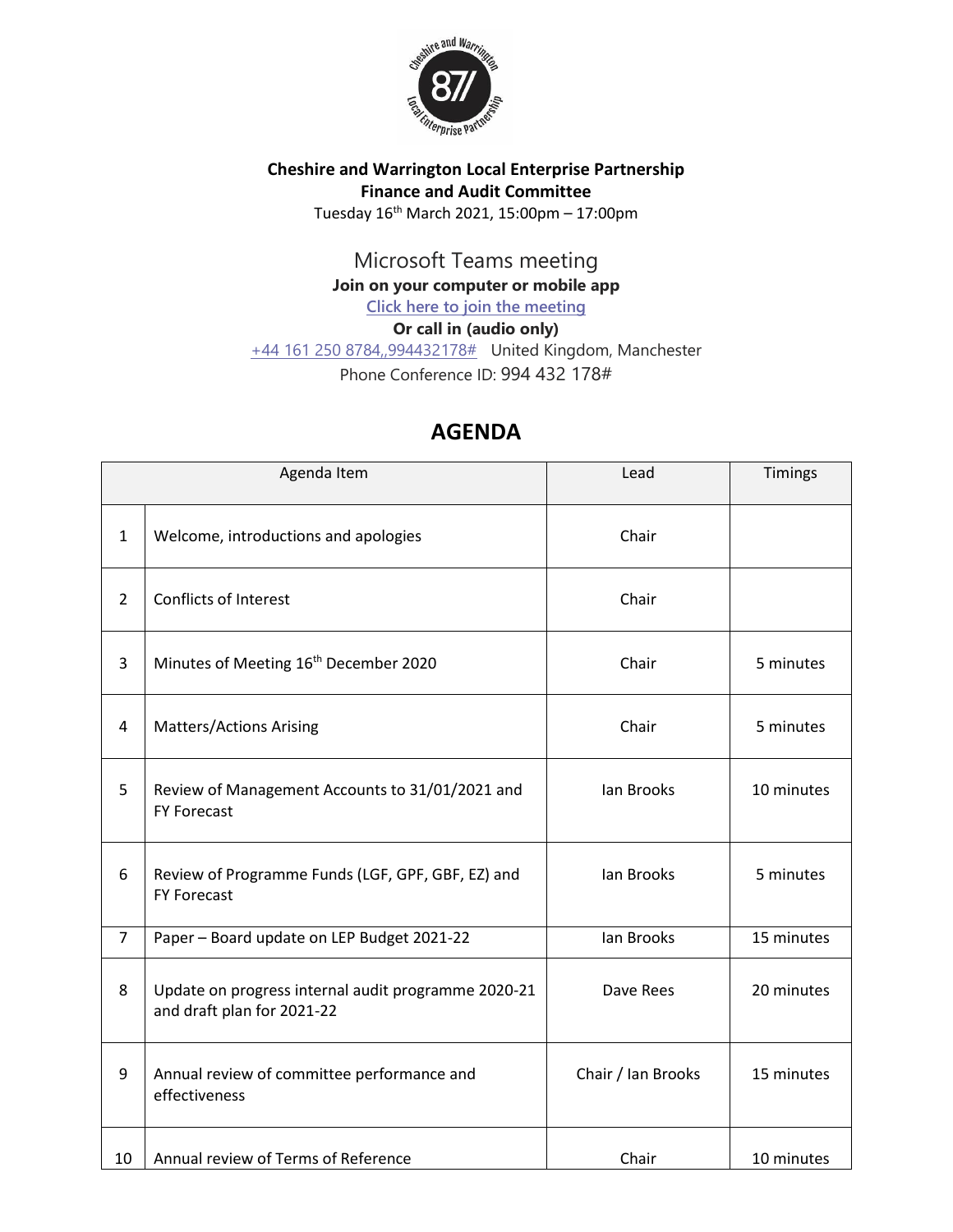**Cheshire and Warrington Local Enterprise Partnership**
**Finance and Audit Committee**
Tuesday 16th March 2021, 15:00pm – 17:00pm

Microsoft Teams meeting
**Join on your computer or mobile app**
[Click here to join the meeting]
**Or call in (audio only)**
+44 161 250 8784,,994432178#   United Kingdom, Manchester
Phone Conference ID: 994 432 178#

# AGENDA

| | Agenda Item | Lead | Timings |
|---|---|---|---|
| 1 | Welcome, introductions and apologies | Chair | |
| 2 | Conflicts of Interest | Chair | |
| 3 | Minutes of Meeting 16th December 2020 | Chair | 5 minutes |
| 4 | Matters/Actions Arising | Chair | 5 minutes |
| 5 | Review of Management Accounts to 31/01/2021 and FY Forecast | Ian Brooks | 10 minutes |
| 6 | Review of Programme Funds (LGF, GPF, GBF, EZ) and FY Forecast | Ian Brooks | 5 minutes |
| 7 | Paper – Board update on LEP Budget 2021-22 | Ian Brooks | 15 minutes |
| 8 | Update on progress internal audit programme 2020-21 and draft plan for 2021-22 | Dave Rees | 20 minutes |
| 9 | Annual review of committee performance and effectiveness | Chair / Ian Brooks | 15 minutes |
| 10 | Annual review of Terms of Reference | Chair | 10 minutes |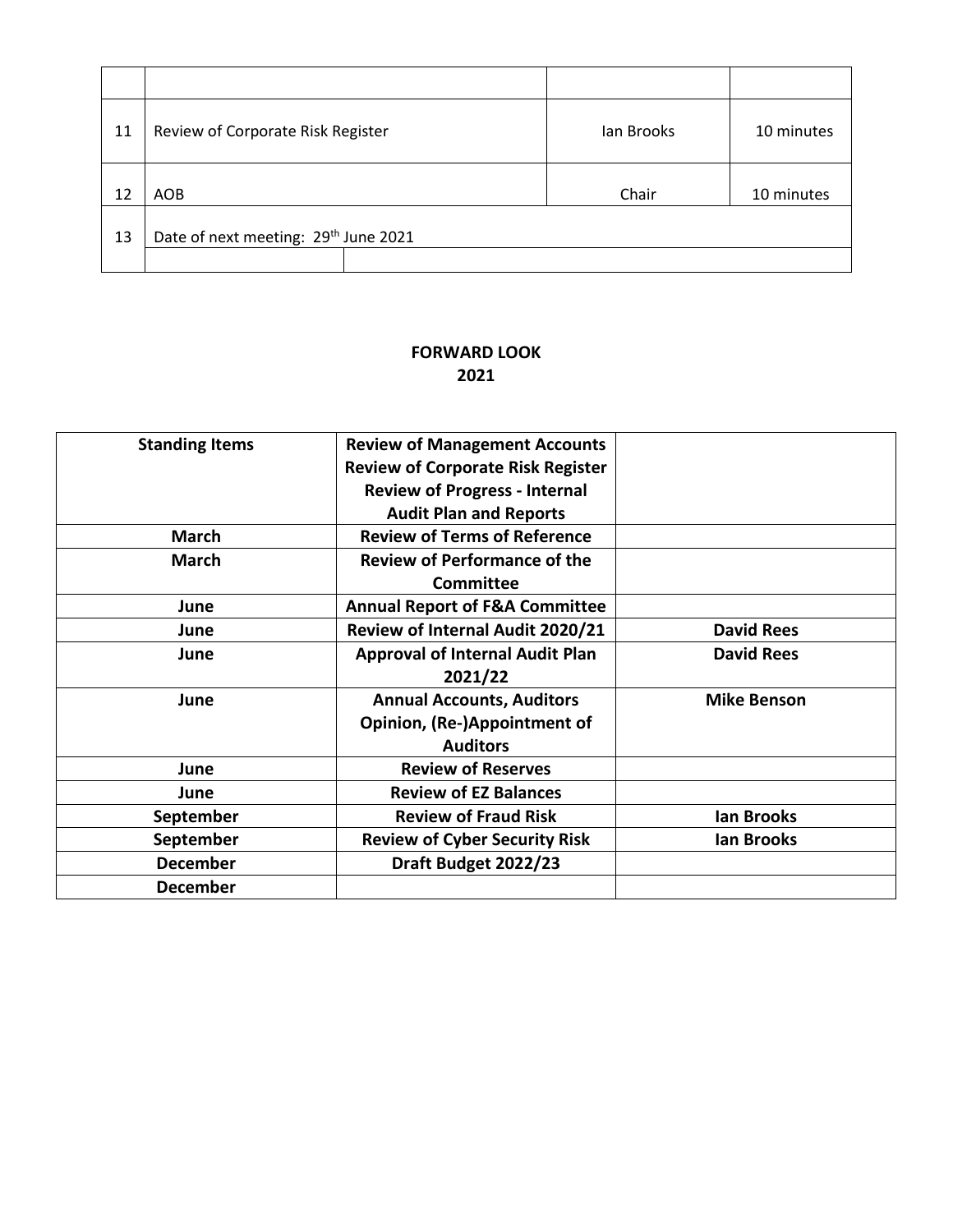| | | | |
|---|---|---|---|
| | | | |
| 11 | Review of Corporate Risk Register | Ian Brooks | 10 minutes |
| 12 | AOB | Chair | 10 minutes |
| 13 | Date of next meeting: 29th June 2021 | | |

**FORWARD LOOK**
**2021**

| | | |
|---|---|---|
| **Standing Items** | **Review of Management Accounts Review of Corporate Risk Register Review of Progress - Internal Audit Plan and Reports** | |
| **March** | **Review of Terms of Reference** | |
| **March** | **Review of Performance of the Committee** | |
| **June** | **Annual Report of F&A Committee** | |
| **June** | **Review of Internal Audit 2020/21** | **David Rees** |
| **June** | **Approval of Internal Audit Plan 2021/22** | **David Rees** |
| **June** | **Annual Accounts, Auditors Opinion, (Re-)Appointment of Auditors** | **Mike Benson** |
| **June** | **Review of Reserves** | |
| **June** | **Review of EZ Balances** | |
| **September** | **Review of Fraud Risk** | **Ian Brooks** |
| **September** | **Review of Cyber Security Risk** | **Ian Brooks** |
| **December** | **Draft Budget 2022/23** | |
| **December** | | |